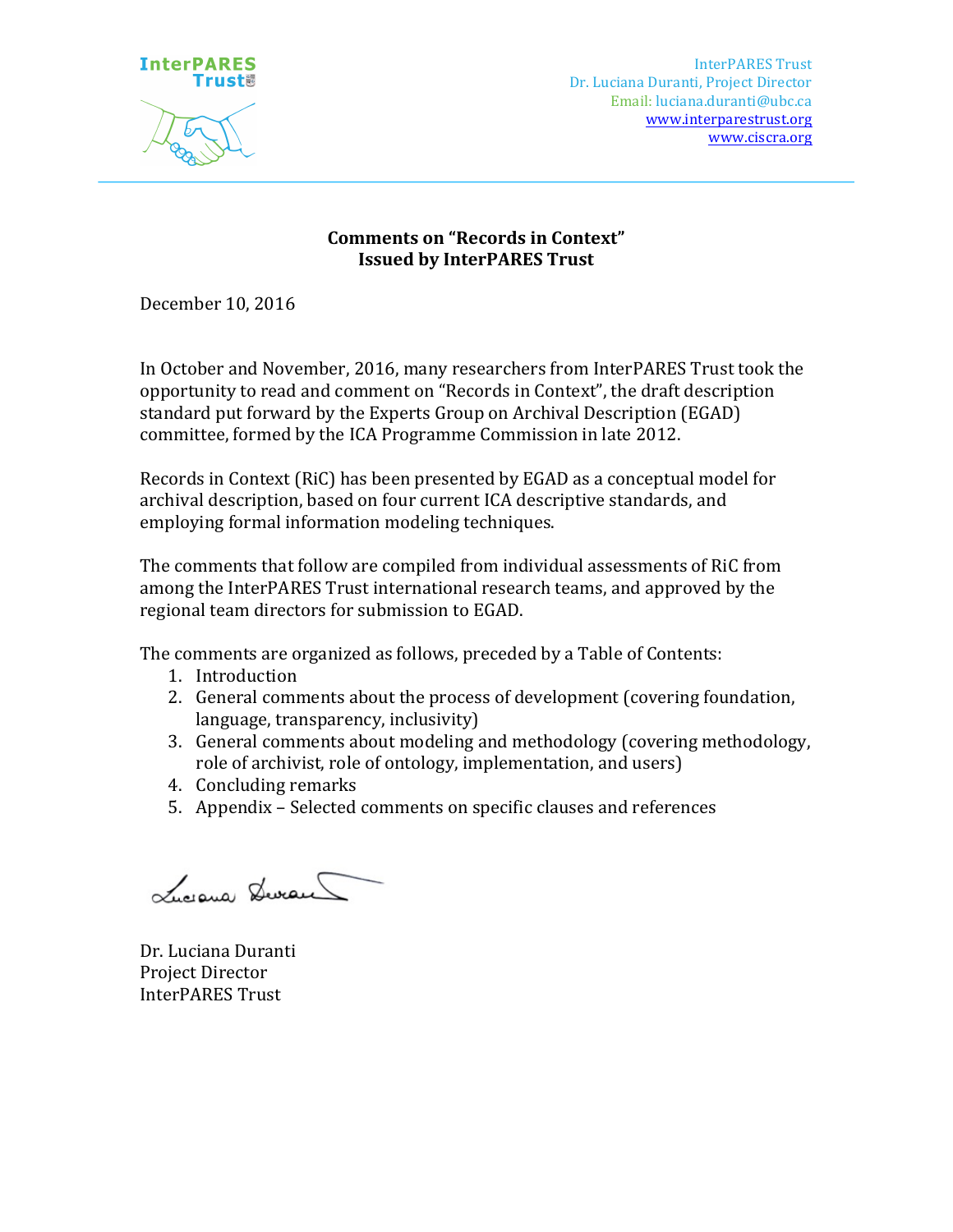InterPARES Trust
Dr. Luciana Duranti, Project Director
Email: luciana.duranti@ubc.ca
www.interparestrust.org
www.ciscra.org

**Comments on "Records in Context"**
**Issued by InterPARES Trust**

December 10, 2016

In October and November, 2016, many researchers from InterPARES Trust took the opportunity to read and comment on "Records in Context", the draft description standard put forward by the Experts Group on Archival Description (EGAD) committee, formed by the ICA Programme Commission in late 2012.

Records in Context (RiC) has been presented by EGAD as a conceptual model for archival description, based on four current ICA descriptive standards, and employing formal information modeling techniques.

The comments that follow are compiled from individual assessments of RiC from among the InterPARES Trust international research teams, and approved by the regional team directors for submission to EGAD.

The comments are organized as follows, preceded by a Table of Contents:

1. Introduction
2. General comments about the process of development (covering foundation, language, transparency, inclusivity)
3. General comments about modeling and methodology (covering methodology, role of archivist, role of ontology, implementation, and users)
4. Concluding remarks
5. Appendix – Selected comments on specific clauses and references

Dr. Luciana Duranti
Project Director
InterPARES Trust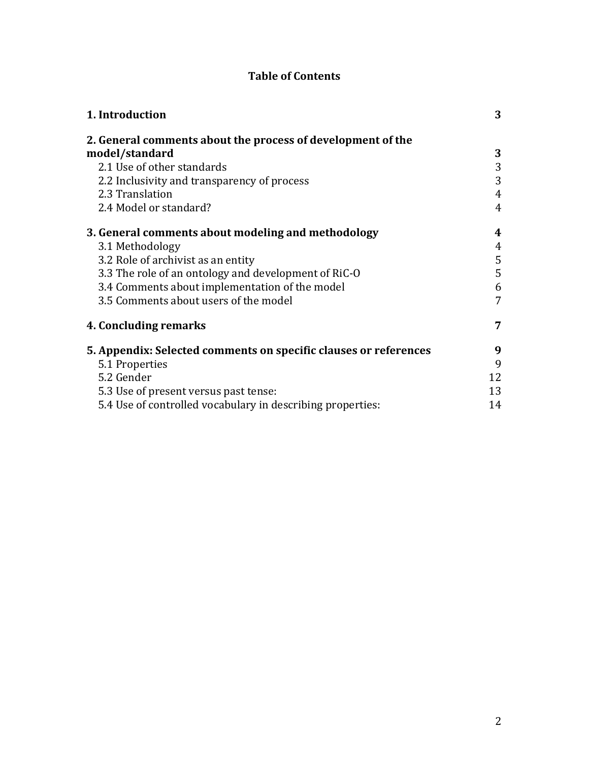**Table of Contents**

| | |
|---|---|
| **1. Introduction** | **3** |
| **2. General comments about the process of development of the model/standard** | **3** |
| 2.1 Use of other standards | 3 |
| 2.2 Inclusivity and transparency of process | 3 |
| 2.3 Translation | 4 |
| 2.4 Model or standard? | 4 |
| **3. General comments about modeling and methodology** | **4** |
| 3.1 Methodology | 4 |
| 3.2 Role of archivist as an entity | 5 |
| 3.3 The role of an ontology and development of RiC-O | 5 |
| 3.4 Comments about implementation of the model | 6 |
| 3.5 Comments about users of the model | 7 |
| **4. Concluding remarks** | **7** |
| **5. Appendix: Selected comments on specific clauses or references** | **9** |
| 5.1 Properties | 9 |
| 5.2 Gender | 12 |
| 5.3 Use of present versus past tense: | 13 |
| 5.4 Use of controlled vocabulary in describing properties: | 14 |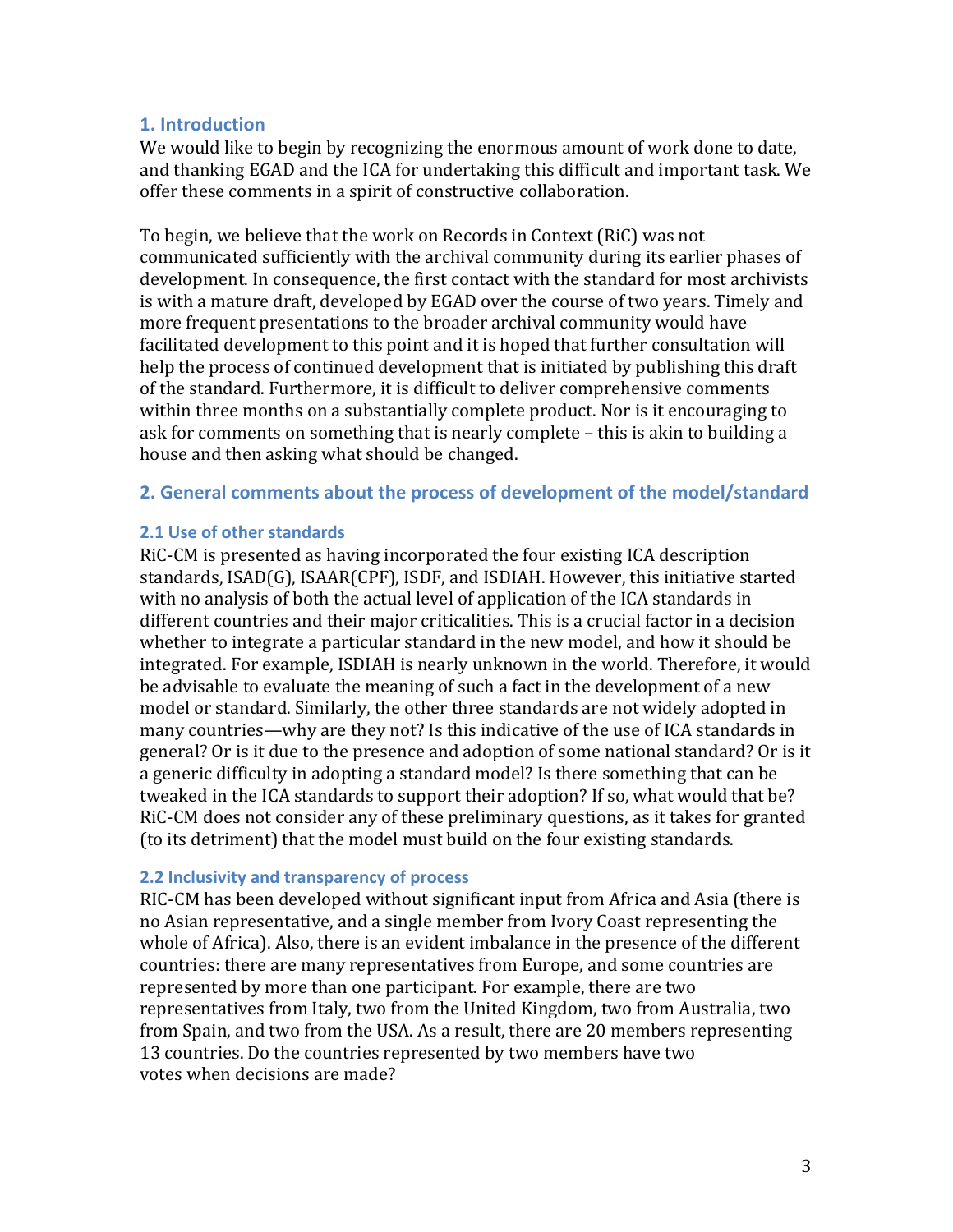## 1. Introduction

We would like to begin by recognizing the enormous amount of work done to date, and thanking EGAD and the ICA for undertaking this difficult and important task. We offer these comments in a spirit of constructive collaboration.

To begin, we believe that the work on Records in Context (RiC) was not communicated sufficiently with the archival community during its earlier phases of development. In consequence, the first contact with the standard for most archivists is with a mature draft, developed by EGAD over the course of two years. Timely and more frequent presentations to the broader archival community would have facilitated development to this point and it is hoped that further consultation will help the process of continued development that is initiated by publishing this draft of the standard. Furthermore, it is difficult to deliver comprehensive comments within three months on a substantially complete product. Nor is it encouraging to ask for comments on something that is nearly complete – this is akin to building a house and then asking what should be changed.

## 2. General comments about the process of development of the model/standard

### 2.1 Use of other standards

RiC-CM is presented as having incorporated the four existing ICA description standards, ISAD(G), ISAAR(CPF), ISDF, and ISDIAH. However, this initiative started with no analysis of both the actual level of application of the ICA standards in different countries and their major criticalities. This is a crucial factor in a decision whether to integrate a particular standard in the new model, and how it should be integrated. For example, ISDIAH is nearly unknown in the world. Therefore, it would be advisable to evaluate the meaning of such a fact in the development of a new model or standard. Similarly, the other three standards are not widely adopted in many countries—why are they not? Is this indicative of the use of ICA standards in general? Or is it due to the presence and adoption of some national standard? Or is it a generic difficulty in adopting a standard model? Is there something that can be tweaked in the ICA standards to support their adoption? If so, what would that be? RiC-CM does not consider any of these preliminary questions, as it takes for granted (to its detriment) that the model must build on the four existing standards.

### 2.2 Inclusivity and transparency of process

RIC-CM has been developed without significant input from Africa and Asia (there is no Asian representative, and a single member from Ivory Coast representing the whole of Africa). Also, there is an evident imbalance in the presence of the different countries: there are many representatives from Europe, and some countries are represented by more than one participant. For example, there are two representatives from Italy, two from the United Kingdom, two from Australia, two from Spain, and two from the USA. As a result, there are 20 members representing 13 countries. Do the countries represented by two members have two votes when decisions are made?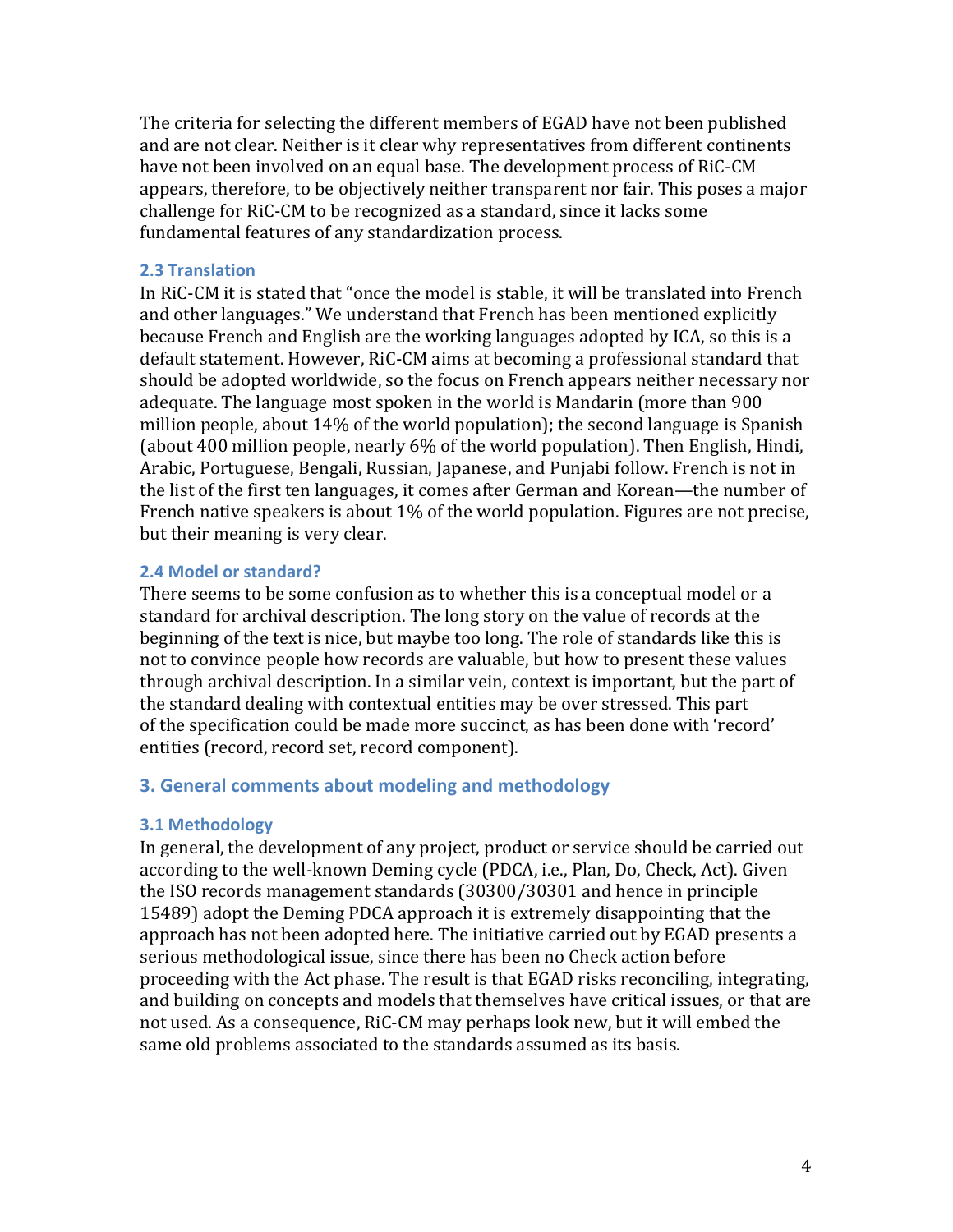The criteria for selecting the different members of EGAD have not been published and are not clear. Neither is it clear why representatives from different continents have not been involved on an equal base. The development process of RiC-CM appears, therefore, to be objectively neither transparent nor fair. This poses a major challenge for RiC-CM to be recognized as a standard, since it lacks some fundamental features of any standardization process.

### 2.3 Translation

In RiC-CM it is stated that "once the model is stable, it will be translated into French and other languages." We understand that French has been mentioned explicitly because French and English are the working languages adopted by ICA, so this is a default statement. However, RiC-CM aims at becoming a professional standard that should be adopted worldwide, so the focus on French appears neither necessary nor adequate. The language most spoken in the world is Mandarin (more than 900 million people, about 14% of the world population); the second language is Spanish (about 400 million people, nearly 6% of the world population). Then English, Hindi, Arabic, Portuguese, Bengali, Russian, Japanese, and Punjabi follow. French is not in the list of the first ten languages, it comes after German and Korean—the number of French native speakers is about 1% of the world population. Figures are not precise, but their meaning is very clear.

### 2.4 Model or standard?

There seems to be some confusion as to whether this is a conceptual model or a standard for archival description. The long story on the value of records at the beginning of the text is nice, but maybe too long. The role of standards like this is not to convince people how records are valuable, but how to present these values through archival description. In a similar vein, context is important, but the part of the standard dealing with contextual entities may be over stressed. This part of the specification could be made more succinct, as has been done with 'record' entities (record, record set, record component).

## 3. General comments about modeling and methodology

### 3.1 Methodology

In general, the development of any project, product or service should be carried out according to the well-known Deming cycle (PDCA, i.e., Plan, Do, Check, Act). Given the ISO records management standards (30300/30301 and hence in principle 15489) adopt the Deming PDCA approach it is extremely disappointing that the approach has not been adopted here. The initiative carried out by EGAD presents a serious methodological issue, since there has been no Check action before proceeding with the Act phase. The result is that EGAD risks reconciling, integrating, and building on concepts and models that themselves have critical issues, or that are not used. As a consequence, RiC-CM may perhaps look new, but it will embed the same old problems associated to the standards assumed as its basis.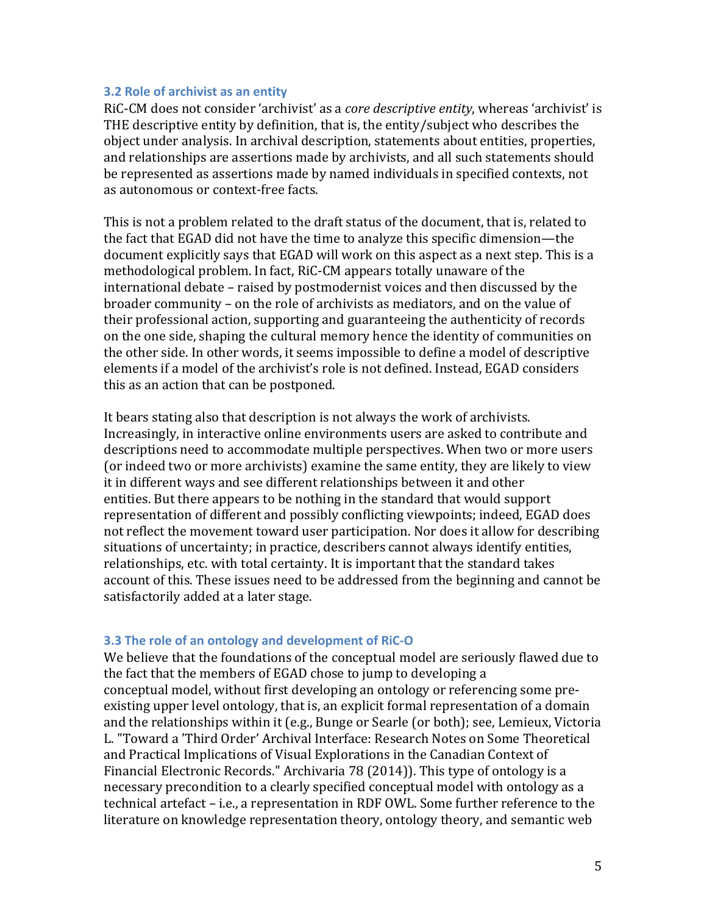### 3.2 Role of archivist as an entity

RiC-CM does not consider 'archivist' as a *core descriptive entity*, whereas 'archivist' is THE descriptive entity by definition, that is, the entity/subject who describes the object under analysis. In archival description, statements about entities, properties, and relationships are assertions made by archivists, and all such statements should be represented as assertions made by named individuals in specified contexts, not as autonomous or context-free facts.

This is not a problem related to the draft status of the document, that is, related to the fact that EGAD did not have the time to analyze this specific dimension—the document explicitly says that EGAD will work on this aspect as a next step. This is a methodological problem. In fact, RiC-CM appears totally unaware of the international debate – raised by postmodernist voices and then discussed by the broader community – on the role of archivists as mediators, and on the value of their professional action, supporting and guaranteeing the authenticity of records on the one side, shaping the cultural memory hence the identity of communities on the other side. In other words, it seems impossible to define a model of descriptive elements if a model of the archivist's role is not defined. Instead, EGAD considers this as an action that can be postponed.

It bears stating also that description is not always the work of archivists. Increasingly, in interactive online environments users are asked to contribute and descriptions need to accommodate multiple perspectives. When two or more users (or indeed two or more archivists) examine the same entity, they are likely to view it in different ways and see different relationships between it and other entities. But there appears to be nothing in the standard that would support representation of different and possibly conflicting viewpoints; indeed, EGAD does not reflect the movement toward user participation. Nor does it allow for describing situations of uncertainty; in practice, describers cannot always identify entities, relationships, etc. with total certainty. It is important that the standard takes account of this. These issues need to be addressed from the beginning and cannot be satisfactorily added at a later stage.

### 3.3 The role of an ontology and development of RiC-O

We believe that the foundations of the conceptual model are seriously flawed due to the fact that the members of EGAD chose to jump to developing a conceptual model, without first developing an ontology or referencing some pre-existing upper level ontology, that is, an explicit formal representation of a domain and the relationships within it (e.g., Bunge or Searle (or both); see, Lemieux, Victoria L. "Toward a 'Third Order' Archival Interface: Research Notes on Some Theoretical and Practical Implications of Visual Explorations in the Canadian Context of Financial Electronic Records." Archivaria 78 (2014)). This type of ontology is a necessary precondition to a clearly specified conceptual model with ontology as a technical artefact – i.e., a representation in RDF OWL. Some further reference to the literature on knowledge representation theory, ontology theory, and semantic web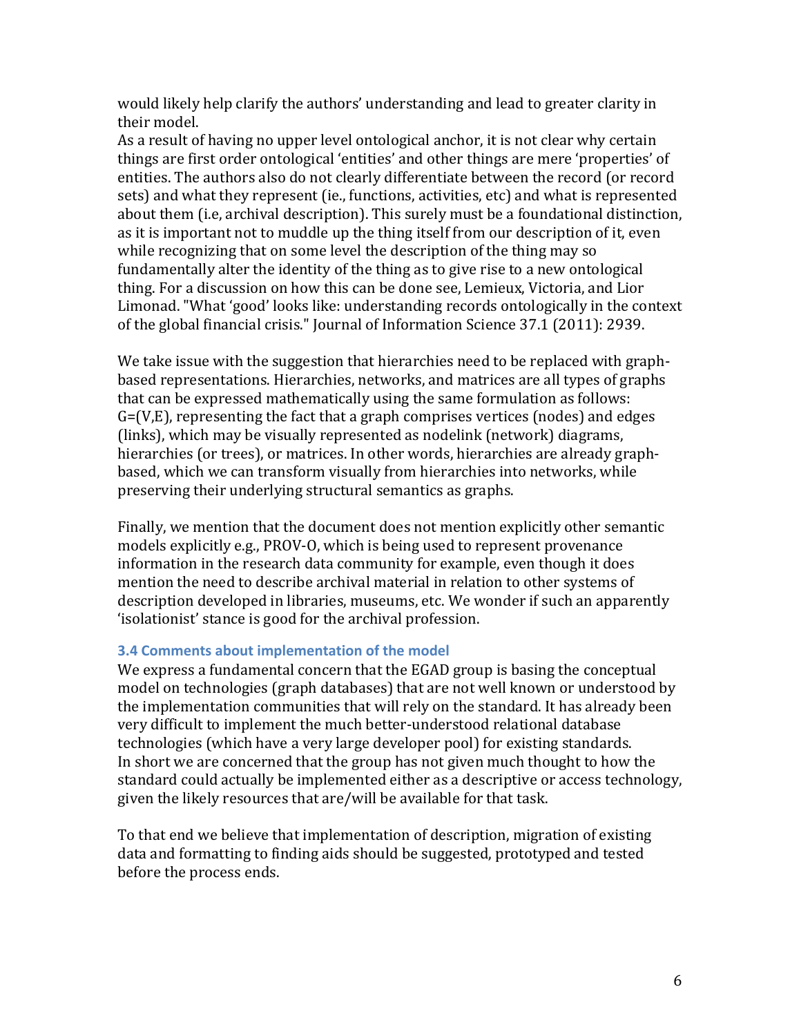would likely help clarify the authors' understanding and lead to greater clarity in their model.
As a result of having no upper level ontological anchor, it is not clear why certain things are first order ontological 'entities' and other things are mere 'properties' of entities. The authors also do not clearly differentiate between the record (or record sets) and what they represent (ie., functions, activities, etc) and what is represented about them (i.e, archival description). This surely must be a foundational distinction, as it is important not to muddle up the thing itself from our description of it, even while recognizing that on some level the description of the thing may so fundamentally alter the identity of the thing as to give rise to a new ontological thing. For a discussion on how this can be done see, Lemieux, Victoria, and Lior Limonad. "What 'good' looks like: understanding records ontologically in the context of the global financial crisis." Journal of Information Science 37.1 (2011): 2939.

We take issue with the suggestion that hierarchies need to be replaced with graph-based representations. Hierarchies, networks, and matrices are all types of graphs that can be expressed mathematically using the same formulation as follows: $G=(V,E)$, representing the fact that a graph comprises vertices (nodes) and edges (links), which may be visually represented as nodelink (network) diagrams, hierarchies (or trees), or matrices. In other words, hierarchies are already graph-based, which we can transform visually from hierarchies into networks, while preserving their underlying structural semantics as graphs.

Finally, we mention that the document does not mention explicitly other semantic models explicitly e.g., PROV-O, which is being used to represent provenance information in the research data community for example, even though it does mention the need to describe archival material in relation to other systems of description developed in libraries, museums, etc. We wonder if such an apparently 'isolationist' stance is good for the archival profession.

### 3.4 Comments about implementation of the model

We express a fundamental concern that the EGAD group is basing the conceptual model on technologies (graph databases) that are not well known or understood by the implementation communities that will rely on the standard. It has already been very difficult to implement the much better-understood relational database technologies (which have a very large developer pool) for existing standards.
In short we are concerned that the group has not given much thought to how the standard could actually be implemented either as a descriptive or access technology, given the likely resources that are/will be available for that task.

To that end we believe that implementation of description, migration of existing data and formatting to finding aids should be suggested, prototyped and tested before the process ends.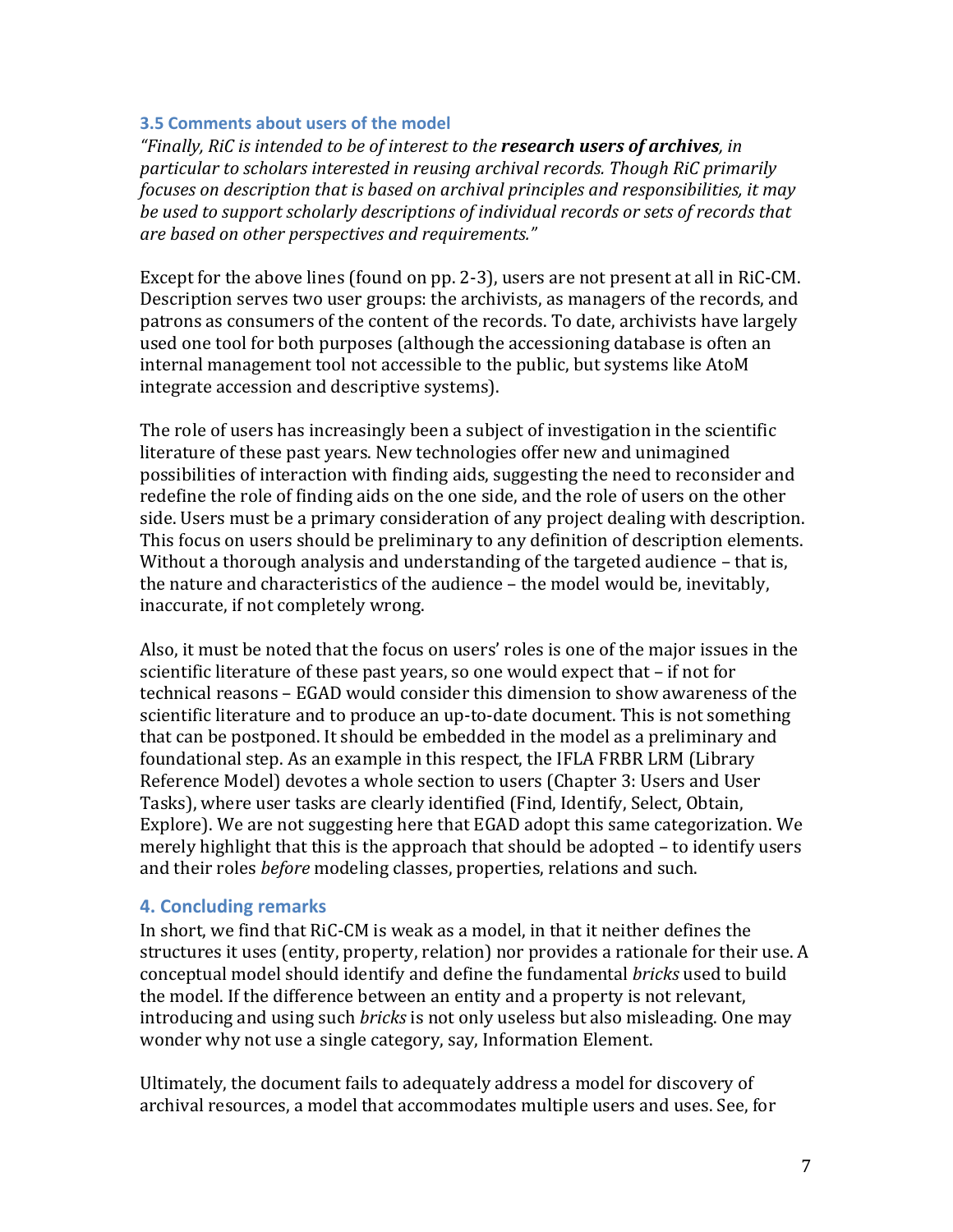### 3.5 Comments about users of the model

*"Finally, RiC is intended to be of interest to the* ***research users of archives****, in particular to scholars interested in reusing archival records. Though RiC primarily focuses on description that is based on archival principles and responsibilities, it may be used to support scholarly descriptions of individual records or sets of records that are based on other perspectives and requirements."*

Except for the above lines (found on pp. 2-3), users are not present at all in RiC-CM. Description serves two user groups: the archivists, as managers of the records, and patrons as consumers of the content of the records. To date, archivists have largely used one tool for both purposes (although the accessioning database is often an internal management tool not accessible to the public, but systems like AtoM integrate accession and descriptive systems).

The role of users has increasingly been a subject of investigation in the scientific literature of these past years. New technologies offer new and unimagined possibilities of interaction with finding aids, suggesting the need to reconsider and redefine the role of finding aids on the one side, and the role of users on the other side. Users must be a primary consideration of any project dealing with description. This focus on users should be preliminary to any definition of description elements. Without a thorough analysis and understanding of the targeted audience – that is, the nature and characteristics of the audience – the model would be, inevitably, inaccurate, if not completely wrong.

Also, it must be noted that the focus on users' roles is one of the major issues in the scientific literature of these past years, so one would expect that – if not for technical reasons – EGAD would consider this dimension to show awareness of the scientific literature and to produce an up-to-date document. This is not something that can be postponed. It should be embedded in the model as a preliminary and foundational step. As an example in this respect, the IFLA FRBR LRM (Library Reference Model) devotes a whole section to users (Chapter 3: Users and User Tasks), where user tasks are clearly identified (Find, Identify, Select, Obtain, Explore). We are not suggesting here that EGAD adopt this same categorization. We merely highlight that this is the approach that should be adopted – to identify users and their roles *before* modeling classes, properties, relations and such.

## 4. Concluding remarks

In short, we find that RiC-CM is weak as a model, in that it neither defines the structures it uses (entity, property, relation) nor provides a rationale for their use. A conceptual model should identify and define the fundamental *bricks* used to build the model. If the difference between an entity and a property is not relevant, introducing and using such *bricks* is not only useless but also misleading. One may wonder why not use a single category, say, Information Element.

Ultimately, the document fails to adequately address a model for discovery of archival resources, a model that accommodates multiple users and uses. See, for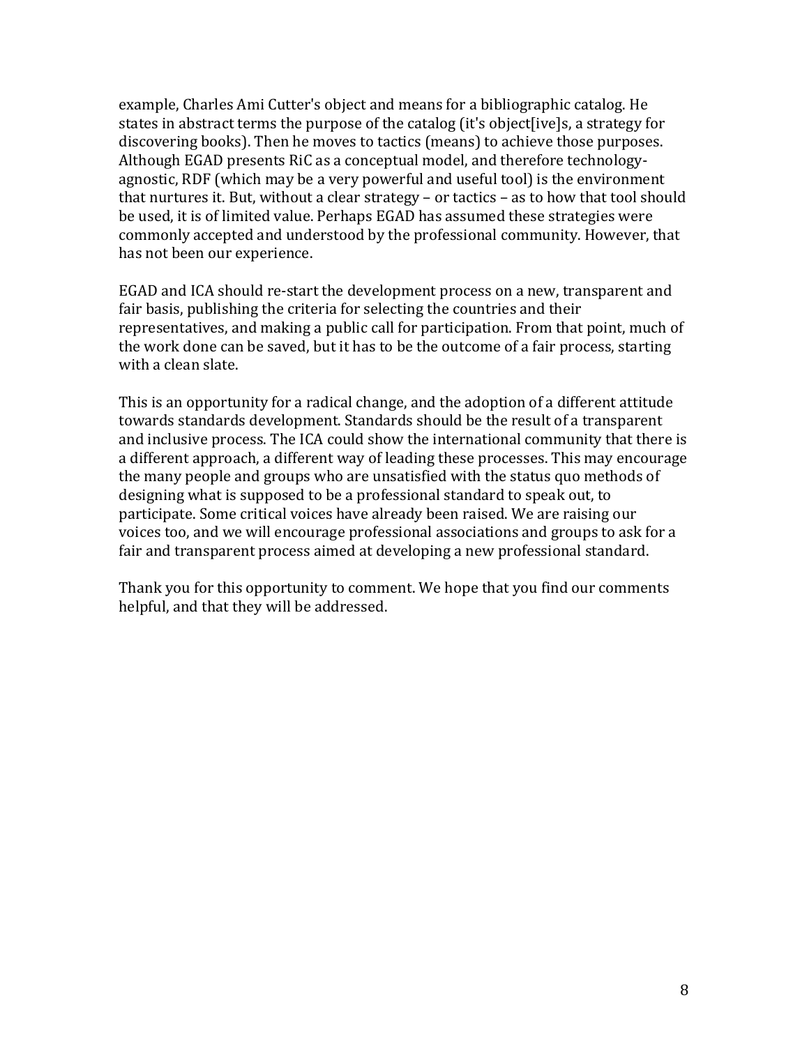example, Charles Ami Cutter's object and means for a bibliographic catalog. He states in abstract terms the purpose of the catalog (it's object[ive]s, a strategy for discovering books). Then he moves to tactics (means) to achieve those purposes. Although EGAD presents RiC as a conceptual model, and therefore technology-agnostic, RDF (which may be a very powerful and useful tool) is the environment that nurtures it. But, without a clear strategy – or tactics – as to how that tool should be used, it is of limited value. Perhaps EGAD has assumed these strategies were commonly accepted and understood by the professional community. However, that has not been our experience.

EGAD and ICA should re-start the development process on a new, transparent and fair basis, publishing the criteria for selecting the countries and their representatives, and making a public call for participation. From that point, much of the work done can be saved, but it has to be the outcome of a fair process, starting with a clean slate.

This is an opportunity for a radical change, and the adoption of a different attitude towards standards development. Standards should be the result of a transparent and inclusive process. The ICA could show the international community that there is a different approach, a different way of leading these processes. This may encourage the many people and groups who are unsatisfied with the status quo methods of designing what is supposed to be a professional standard to speak out, to participate. Some critical voices have already been raised. We are raising our voices too, and we will encourage professional associations and groups to ask for a fair and transparent process aimed at developing a new professional standard.

Thank you for this opportunity to comment. We hope that you find our comments helpful, and that they will be addressed.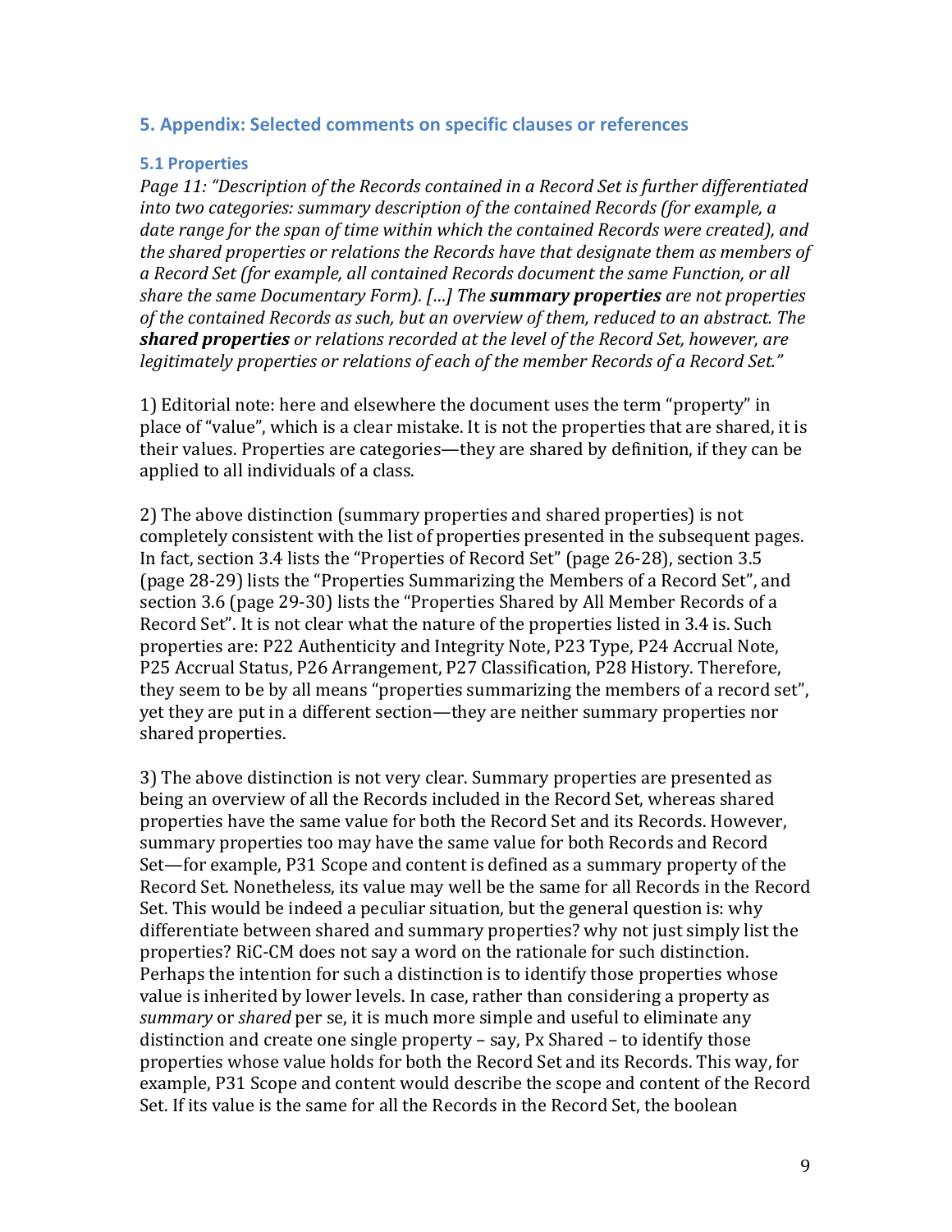## 5. Appendix: Selected comments on specific clauses or references

### 5.1 Properties

*Page 11: "Description of the Records contained in a Record Set is further differentiated into two categories: summary description of the contained Records (for example, a date range for the span of time within which the contained Records were created), and the shared properties or relations the Records have that designate them as members of a Record Set (for example, all contained Records document the same Function, or all share the same Documentary Form). […] The **summary properties** are not properties of the contained Records as such, but an overview of them, reduced to an abstract. The **shared properties** or relations recorded at the level of the Record Set, however, are legitimately properties or relations of each of the member Records of a Record Set."*

1) Editorial note: here and elsewhere the document uses the term "property" in place of "value", which is a clear mistake. It is not the properties that are shared, it is their values. Properties are categories—they are shared by definition, if they can be applied to all individuals of a class.

2) The above distinction (summary properties and shared properties) is not completely consistent with the list of properties presented in the subsequent pages. In fact, section 3.4 lists the "Properties of Record Set" (page 26-28), section 3.5 (page 28-29) lists the "Properties Summarizing the Members of a Record Set", and section 3.6 (page 29-30) lists the "Properties Shared by All Member Records of a Record Set". It is not clear what the nature of the properties listed in 3.4 is. Such properties are: P22 Authenticity and Integrity Note, P23 Type, P24 Accrual Note, P25 Accrual Status, P26 Arrangement, P27 Classification, P28 History. Therefore, they seem to be by all means "properties summarizing the members of a record set", yet they are put in a different section—they are neither summary properties nor shared properties.

3) The above distinction is not very clear. Summary properties are presented as being an overview of all the Records included in the Record Set, whereas shared properties have the same value for both the Record Set and its Records. However, summary properties too may have the same value for both Records and Record Set—for example, P31 Scope and content is defined as a summary property of the Record Set. Nonetheless, its value may well be the same for all Records in the Record Set. This would be indeed a peculiar situation, but the general question is: why differentiate between shared and summary properties? why not just simply list the properties? RiC-CM does not say a word on the rationale for such distinction. Perhaps the intention for such a distinction is to identify those properties whose value is inherited by lower levels. In case, rather than considering a property as *summary* or *shared* per se, it is much more simple and useful to eliminate any distinction and create one single property – say, Px Shared – to identify those properties whose value holds for both the Record Set and its Records. This way, for example, P31 Scope and content would describe the scope and content of the Record Set. If its value is the same for all the Records in the Record Set, the boolean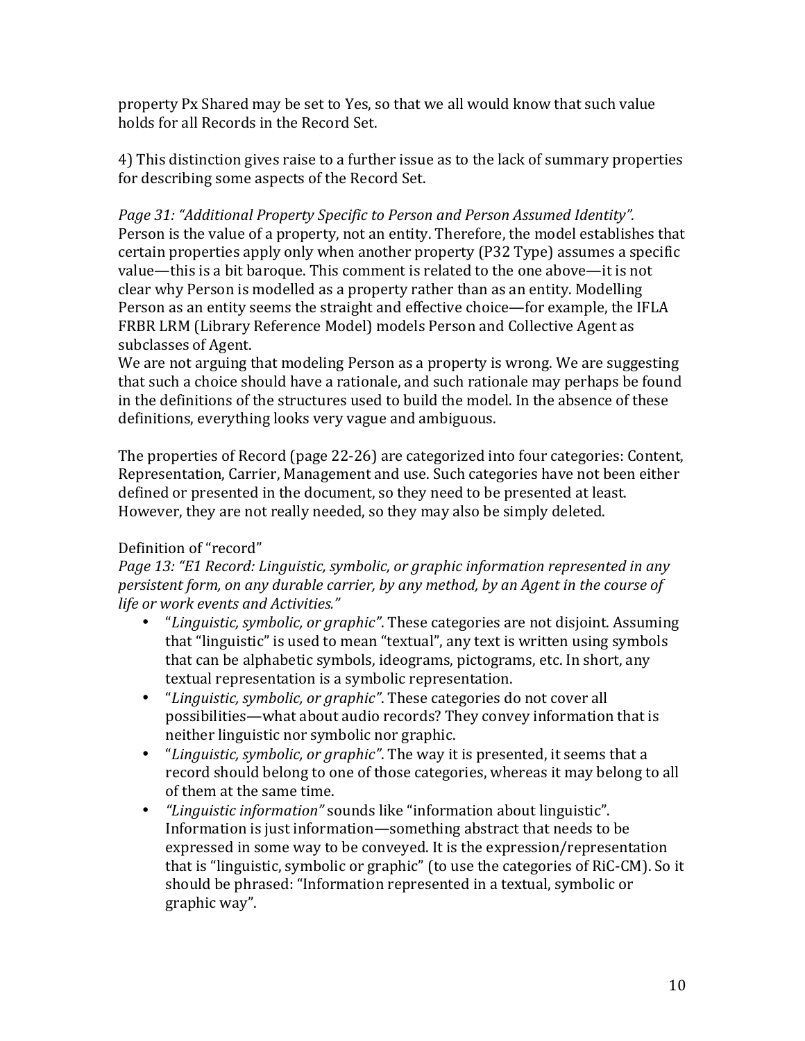property Px Shared may be set to Yes, so that we all would know that such value holds for all Records in the Record Set.

4) This distinction gives raise to a further issue as to the lack of summary properties for describing some aspects of the Record Set.

*Page 31: "Additional Property Specific to Person and Person Assumed Identity".* Person is the value of a property, not an entity. Therefore, the model establishes that certain properties apply only when another property (P32 Type) assumes a specific value—this is a bit baroque. This comment is related to the one above—it is not clear why Person is modelled as a property rather than as an entity. Modelling Person as an entity seems the straight and effective choice—for example, the IFLA FRBR LRM (Library Reference Model) models Person and Collective Agent as subclasses of Agent.
We are not arguing that modeling Person as a property is wrong. We are suggesting that such a choice should have a rationale, and such rationale may perhaps be found in the definitions of the structures used to build the model. In the absence of these definitions, everything looks very vague and ambiguous.

The properties of Record (page 22-26) are categorized into four categories: Content, Representation, Carrier, Management and use. Such categories have not been either defined or presented in the document, so they need to be presented at least. However, they are not really needed, so they may also be simply deleted.

Definition of "record"
*Page 13: "E1 Record: Linguistic, symbolic, or graphic information represented in any persistent form, on any durable carrier, by any method, by an Agent in the course of life or work events and Activities."*

- "*Linguistic, symbolic, or graphic"*. These categories are not disjoint. Assuming that "linguistic" is used to mean "textual", any text is written using symbols that can be alphabetic symbols, ideograms, pictograms, etc. In short, any textual representation is a symbolic representation.
- "*Linguistic, symbolic, or graphic"*. These categories do not cover all possibilities—what about audio records? They convey information that is neither linguistic nor symbolic nor graphic.
- "*Linguistic, symbolic, or graphic"*. The way it is presented, it seems that a record should belong to one of those categories, whereas it may belong to all of them at the same time.
- *"Linguistic information"* sounds like "information about linguistic". Information is just information—something abstract that needs to be expressed in some way to be conveyed. It is the expression/representation that is "linguistic, symbolic or graphic" (to use the categories of RiC-CM). So it should be phrased: "Information represented in a textual, symbolic or graphic way".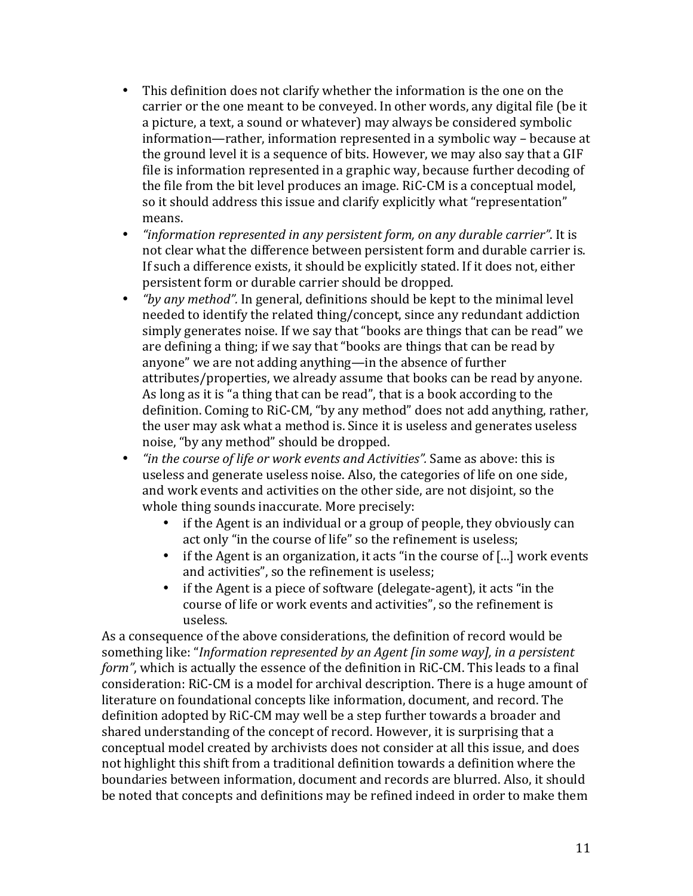- This definition does not clarify whether the information is the one on the carrier or the one meant to be conveyed. In other words, any digital file (be it a picture, a text, a sound or whatever) may always be considered symbolic information—rather, information represented in a symbolic way – because at the ground level it is a sequence of bits. However, we may also say that a GIF file is information represented in a graphic way, because further decoding of the file from the bit level produces an image. RiC-CM is a conceptual model, so it should address this issue and clarify explicitly what "representation" means.
- *"information represented in any persistent form, on any durable carrier"*. It is not clear what the difference between persistent form and durable carrier is. If such a difference exists, it should be explicitly stated. If it does not, either persistent form or durable carrier should be dropped.
- *"by any method"*. In general, definitions should be kept to the minimal level needed to identify the related thing/concept, since any redundant addiction simply generates noise. If we say that "books are things that can be read" we are defining a thing; if we say that "books are things that can be read by anyone" we are not adding anything—in the absence of further attributes/properties, we already assume that books can be read by anyone. As long as it is "a thing that can be read", that is a book according to the definition. Coming to RiC-CM, "by any method" does not add anything, rather, the user may ask what a method is. Since it is useless and generates useless noise, "by any method" should be dropped.
- *"in the course of life or work events and Activities"*. Same as above: this is useless and generate useless noise. Also, the categories of life on one side, and work events and activities on the other side, are not disjoint, so the whole thing sounds inaccurate. More precisely:
    - if the Agent is an individual or a group of people, they obviously can act only "in the course of life" so the refinement is useless;
    - if the Agent is an organization, it acts "in the course of [...] work events and activities", so the refinement is useless;
    - if the Agent is a piece of software (delegate-agent), it acts "in the course of life or work events and activities", so the refinement is useless.

As a consequence of the above considerations, the definition of record would be something like: "*Information represented by an Agent [in some way], in a persistent form"*, which is actually the essence of the definition in RiC-CM. This leads to a final consideration: RiC-CM is a model for archival description. There is a huge amount of literature on foundational concepts like information, document, and record. The definition adopted by RiC-CM may well be a step further towards a broader and shared understanding of the concept of record. However, it is surprising that a conceptual model created by archivists does not consider at all this issue, and does not highlight this shift from a traditional definition towards a definition where the boundaries between information, document and records are blurred. Also, it should be noted that concepts and definitions may be refined indeed in order to make them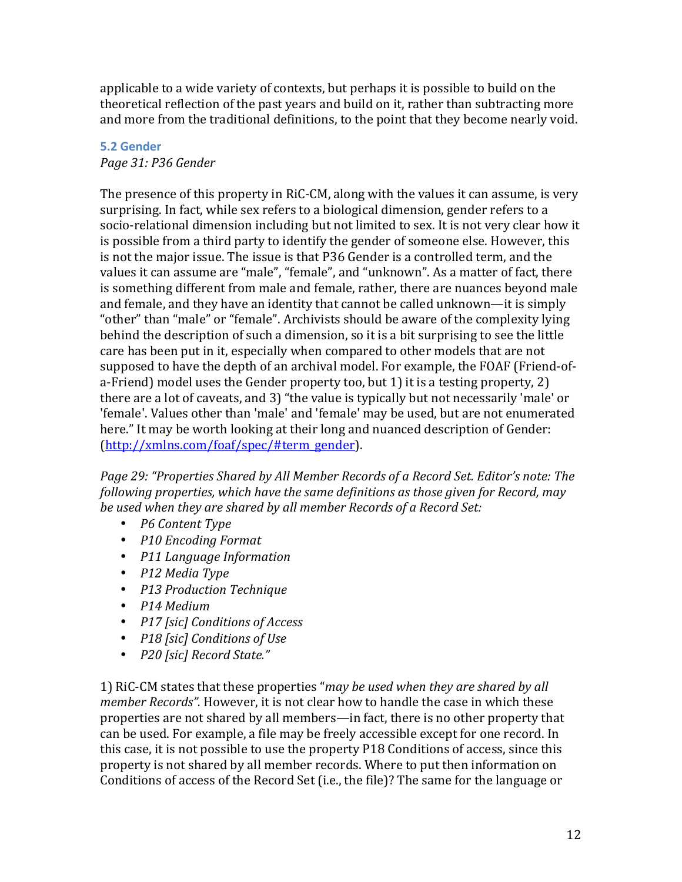applicable to a wide variety of contexts, but perhaps it is possible to build on the theoretical reflection of the past years and build on it, rather than subtracting more and more from the traditional definitions, to the point that they become nearly void.

### 5.2 Gender

*Page 31: P36 Gender*

The presence of this property in RiC-CM, along with the values it can assume, is very surprising. In fact, while sex refers to a biological dimension, gender refers to a socio-relational dimension including but not limited to sex. It is not very clear how it is possible from a third party to identify the gender of someone else. However, this is not the major issue. The issue is that P36 Gender is a controlled term, and the values it can assume are "male", "female", and "unknown". As a matter of fact, there is something different from male and female, rather, there are nuances beyond male and female, and they have an identity that cannot be called unknown—it is simply "other" than "male" or "female". Archivists should be aware of the complexity lying behind the description of such a dimension, so it is a bit surprising to see the little care has been put in it, especially when compared to other models that are not supposed to have the depth of an archival model. For example, the FOAF (Friend-of-a-Friend) model uses the Gender property too, but 1) it is a testing property, 2) there are a lot of caveats, and 3) "the value is typically but not necessarily 'male' or 'female'. Values other than 'male' and 'female' may be used, but are not enumerated here." It may be worth looking at their long and nuanced description of Gender: (http://xmlns.com/foaf/spec/#term_gender).

*Page 29: "Properties Shared by All Member Records of a Record Set. Editor's note: The following properties, which have the same definitions as those given for Record, may be used when they are shared by all member Records of a Record Set:*

- *P6 Content Type*
- *P10 Encoding Format*
- *P11 Language Information*
- *P12 Media Type*
- *P13 Production Technique*
- *P14 Medium*
- *P17 [sic] Conditions of Access*
- *P18 [sic] Conditions of Use*
- *P20 [sic] Record State."*

1) RiC-CM states that these properties "*may be used when they are shared by all member Records".* However, it is not clear how to handle the case in which these properties are not shared by all members—in fact, there is no other property that can be used. For example, a file may be freely accessible except for one record. In this case, it is not possible to use the property P18 Conditions of access, since this property is not shared by all member records. Where to put then information on Conditions of access of the Record Set (i.e., the file)? The same for the language or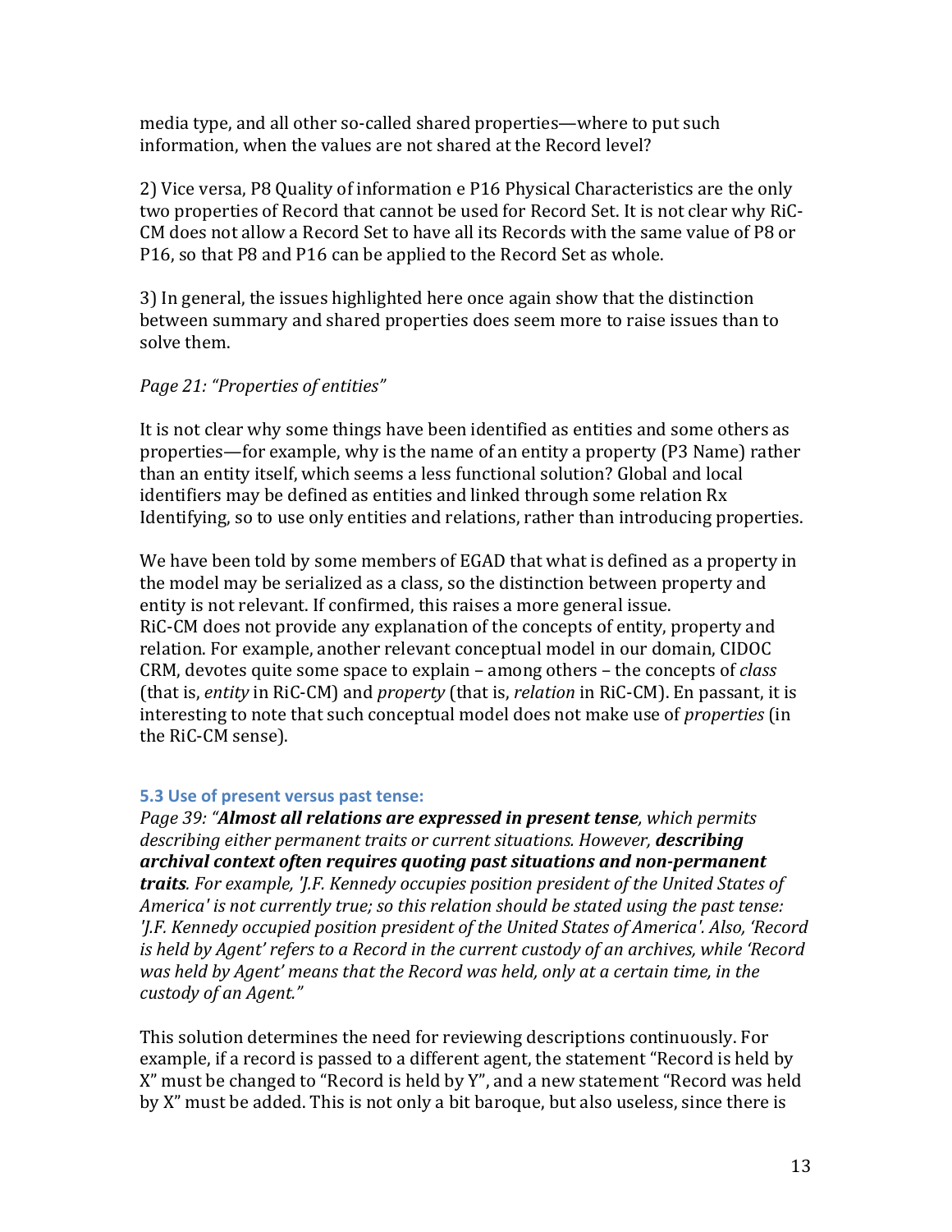media type, and all other so-called shared properties—where to put such information, when the values are not shared at the Record level?

2) Vice versa, P8 Quality of information e P16 Physical Characteristics are the only two properties of Record that cannot be used for Record Set. It is not clear why RiC-CM does not allow a Record Set to have all its Records with the same value of P8 or P16, so that P8 and P16 can be applied to the Record Set as whole.

3) In general, the issues highlighted here once again show that the distinction between summary and shared properties does seem more to raise issues than to solve them.

*Page 21: "Properties of entities"*

It is not clear why some things have been identified as entities and some others as properties—for example, why is the name of an entity a property (P3 Name) rather than an entity itself, which seems a less functional solution? Global and local identifiers may be defined as entities and linked through some relation Rx Identifying, so to use only entities and relations, rather than introducing properties.

We have been told by some members of EGAD that what is defined as a property in the model may be serialized as a class, so the distinction between property and entity is not relevant. If confirmed, this raises a more general issue. RiC-CM does not provide any explanation of the concepts of entity, property and relation. For example, another relevant conceptual model in our domain, CIDOC CRM, devotes quite some space to explain – among others – the concepts of *class* (that is, *entity* in RiC-CM) and *property* (that is, *relation* in RiC-CM). En passant, it is interesting to note that such conceptual model does not make use of *properties* (in the RiC-CM sense).

### 5.3 Use of present versus past tense:

*Page 39: "**Almost all relations are expressed in present tense**, which permits describing either permanent traits or current situations. However, **describing archival context often requires quoting past situations and non-permanent traits**. For example, 'J.F. Kennedy occupies position president of the United States of America' is not currently true; so this relation should be stated using the past tense: 'J.F. Kennedy occupied position president of the United States of America'. Also, 'Record is held by Agent' refers to a Record in the current custody of an archives, while 'Record was held by Agent' means that the Record was held, only at a certain time, in the custody of an Agent."*

This solution determines the need for reviewing descriptions continuously. For example, if a record is passed to a different agent, the statement "Record is held by X" must be changed to "Record is held by Y", and a new statement "Record was held by X" must be added. This is not only a bit baroque, but also useless, since there is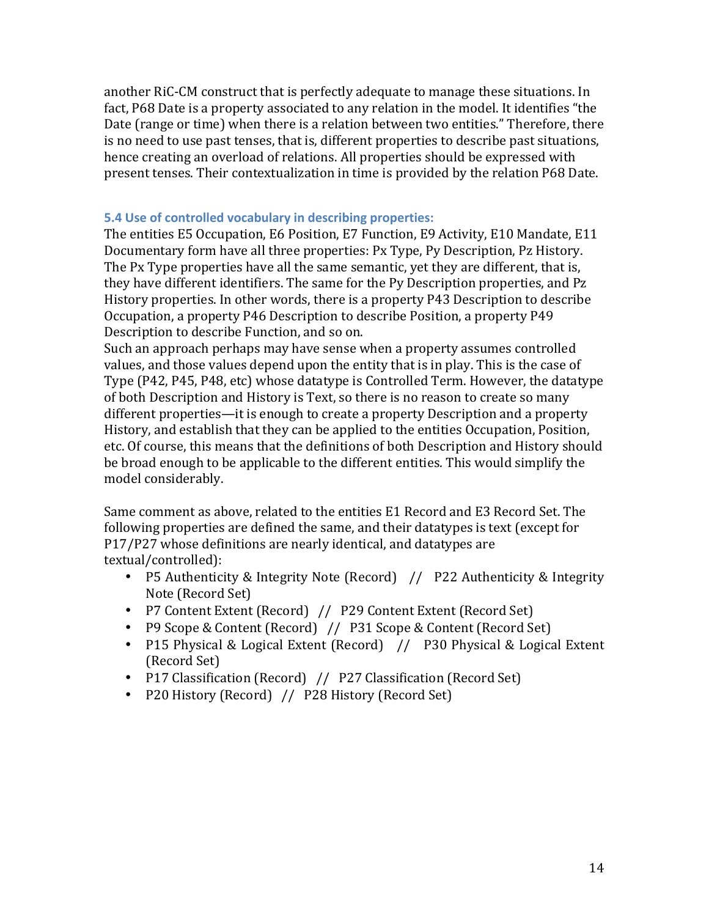another RiC-CM construct that is perfectly adequate to manage these situations. In fact, P68 Date is a property associated to any relation in the model. It identifies "the Date (range or time) when there is a relation between two entities." Therefore, there is no need to use past tenses, that is, different properties to describe past situations, hence creating an overload of relations. All properties should be expressed with present tenses. Their contextualization in time is provided by the relation P68 Date.

### 5.4 Use of controlled vocabulary in describing properties:

The entities E5 Occupation, E6 Position, E7 Function, E9 Activity, E10 Mandate, E11 Documentary form have all three properties: Px Type, Py Description, Pz History. The Px Type properties have all the same semantic, yet they are different, that is, they have different identifiers. The same for the Py Description properties, and Pz History properties. In other words, there is a property P43 Description to describe Occupation, a property P46 Description to describe Position, a property P49 Description to describe Function, and so on.

Such an approach perhaps may have sense when a property assumes controlled values, and those values depend upon the entity that is in play. This is the case of Type (P42, P45, P48, etc) whose datatype is Controlled Term. However, the datatype of both Description and History is Text, so there is no reason to create so many different properties—it is enough to create a property Description and a property History, and establish that they can be applied to the entities Occupation, Position, etc. Of course, this means that the definitions of both Description and History should be broad enough to be applicable to the different entities. This would simplify the model considerably.

Same comment as above, related to the entities E1 Record and E3 Record Set. The following properties are defined the same, and their datatypes is text (except for P17/P27 whose definitions are nearly identical, and datatypes are textual/controlled):

- P5 Authenticity & Integrity Note (Record) // P22 Authenticity & Integrity Note (Record Set)
- P7 Content Extent (Record) // P29 Content Extent (Record Set)
- P9 Scope & Content (Record) // P31 Scope & Content (Record Set)
- P15 Physical & Logical Extent (Record) // P30 Physical & Logical Extent (Record Set)
- P17 Classification (Record) // P27 Classification (Record Set)
- P20 History (Record) // P28 History (Record Set)